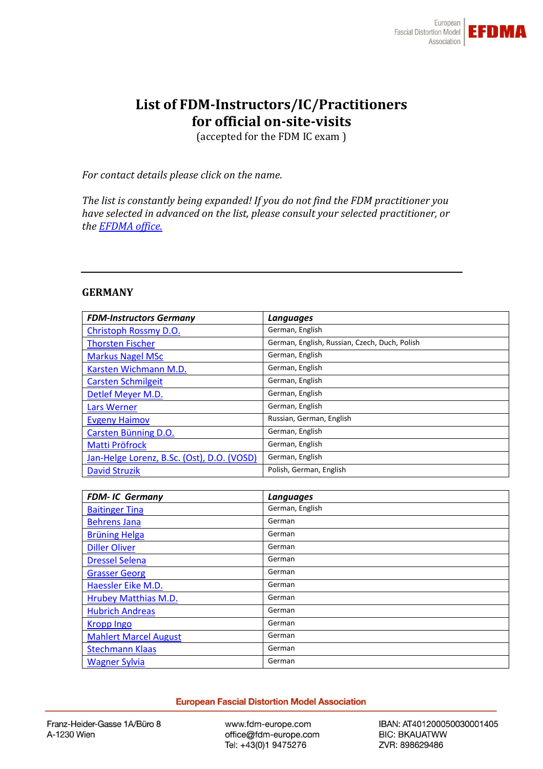# List of FDM-Instructors/IC/Practitioners for official on-site-visits

(accepted for the FDM IC exam )

*For contact details please click on the name.*

*The list is constantly being expanded! If you do not find the FDM practitioner you have selected in advanced on the list, please consult your selected practitioner, or the EFDMA office.*

---

## GERMANY

| *FDM-Instructors Germany* | *Languages* |
|---|---|
| Christoph Rossmy D.O. | German, English |
| Thorsten Fischer | German, English, Russian, Czech, Duch, Polish |
| Markus Nagel MSc | German, English |
| Karsten Wichmann M.D. | German, English |
| Carsten Schmilgeit | German, English |
| Detlef Meyer M.D. | German, English |
| Lars Werner | German, English |
| Evgeny Haimov | Russian, German, English |
| Carsten Bünning D.O. | German, English |
| Matti Pröfrock | German, English |
| Jan-Helge Lorenz, B.Sc. (Ost), D.O. (VOSD) | German, English |
| David Struzik | Polish, German, English |

| *FDM- IC Germany* | *Languages* |
|---|---|
| Baitinger Tina | German, English |
| Behrens Jana | German |
| Brüning Helga | German |
| Diller Oliver | German |
| Dressel Selena | German |
| Grasser Georg | German |
| Haessler Eike M.D. | German |
| Hrubey Matthias M.D. | German |
| Hubrich Andreas | German |
| Kropp Ingo | German |
| Mahlert Marcel August | German |
| Stechmann Klaas | German |
| Wagner Sylvia | German |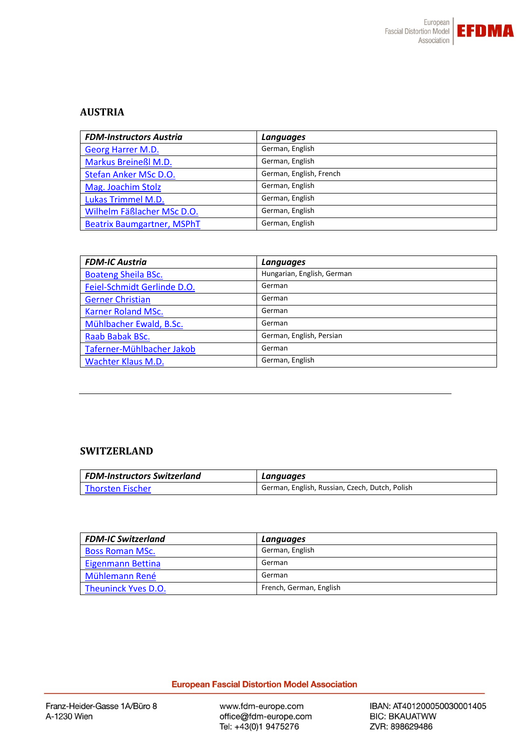## AUSTRIA

| ***FDM-Instructors Austria*** | ***Languages*** |
|---|---|
| Georg Harrer M.D. | German, English |
| Markus Breineßl M.D. | German, English |
| Stefan Anker MSc D.O. | German, English, French |
| Mag. Joachim Stolz | German, English |
| Lukas Trimmel M.D. | German, English |
| Wilhelm Fäßlacher MSc D.O. | German, English |
| Beatrix Baumgartner, MSPhT | German, English |

| ***FDM-IC Austria*** | ***Languages*** |
|---|---|
| Boateng Sheila BSc. | Hungarian, English, German |
| Feiel-Schmidt Gerlinde D.O. | German |
| Gerner Christian | German |
| Karner Roland MSc. | German |
| Mühlbacher Ewald, B.Sc. | German |
| Raab Babak BSc. | German, English, Persian |
| Taferner-Mühlbacher Jakob | German |
| Wachter Klaus M.D. | German, English |

---

## SWITZERLAND

| ***FDM-Instructors Switzerland*** | ***Languages*** |
|---|---|
| Thorsten Fischer | German, English, Russian, Czech, Dutch, Polish |

| ***FDM-IC Switzerland*** | ***Languages*** |
|---|---|
| Boss Roman MSc. | German, English |
| Eigenmann Bettina | German |
| Mühlemann René | German |
| Theuninck Yves D.O. | French, German, English |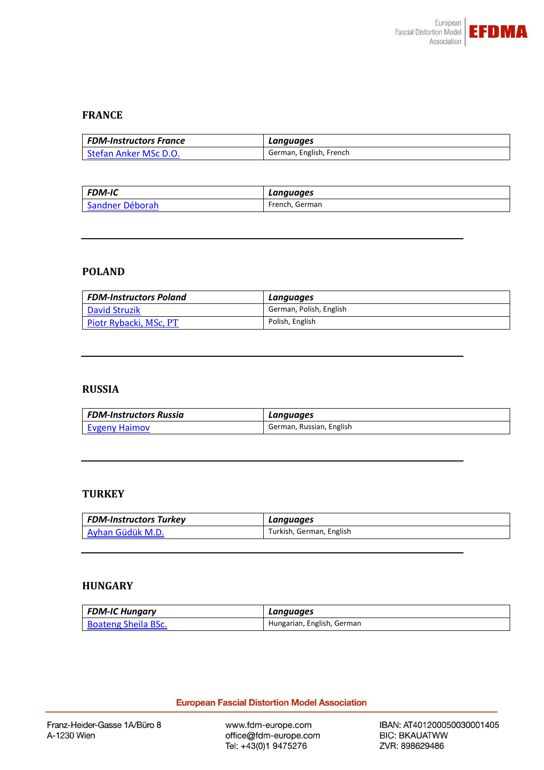## FRANCE

| *FDM-Instructors France* | *Languages* |
|---|---|
| Stefan Anker MSc D.O. | German, English, French |

| *FDM-IC* | *Languages* |
|---|---|
| Sandner Déborah | French, German |

---

## POLAND

| *FDM-Instructors Poland* | *Languages* |
|---|---|
| David Struzik | German, Polish, English |
| Piotr Rybacki, MSc, PT | Polish, English |

---

## RUSSIA

| *FDM-Instructors Russia* | *Languages* |
|---|---|
| Evgeny Haimov | German, Russian, English |

---

## TURKEY

| *FDM-Instructors Turkey* | *Languages* |
|---|---|
| Ayhan Güdük M.D. | Turkish, German, English |

---

## HUNGARY

| *FDM-IC Hungary* | *Languages* |
|---|---|
| Boateng Sheila BSc. | Hungarian, English, German |